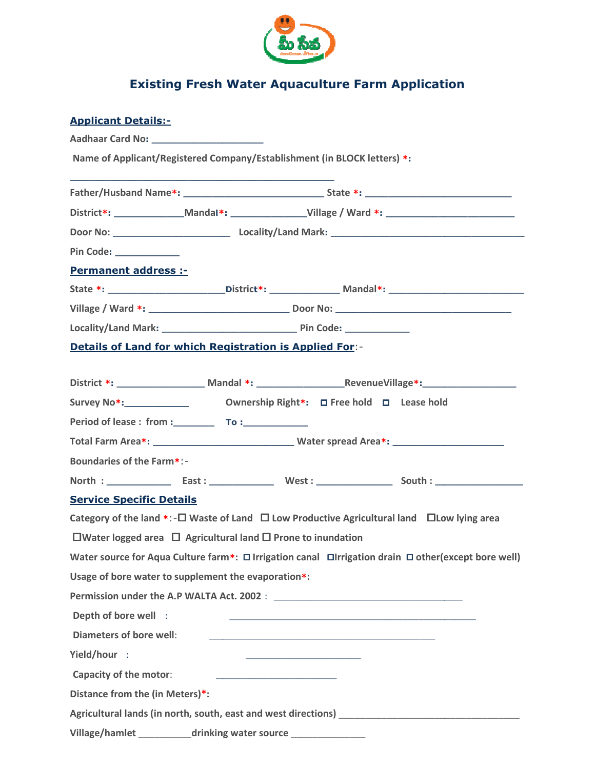# Existing Fresh Water Aquaculture Farm Application

## Applicant Details:-

Aadhaar Card No: ____________________

Name of Applicant/Registered Company/Establishment (in BLOCK letters) *:

________________________________________________

Father/Husband Name*: _________________________ State *: __________________________

District*: _____________Mandal*: ______________Village / Ward *: _______________________

Door No: _____________________ Locality/Land Mark: ___________________________________

Pin Code: ___________

## Permanent address :-

State *: _____________________District*: _____________ Mandal*: ________________________

Village / Ward *: _________________________ Door No: ________________________________

Locality/Land Mark: _______________________ Pin Code: ____________

## Details of Land for which Registration is Applied For:-

District *: ________________ Mandal *: ________________RevenueVillage*:_________________

Survey No*:____________ Ownership Right*: ☐ Free hold ☐ Lease hold

Period of lease : from :_______ To :____________

Total Farm Area*: _________________________ Water spread Area*: ____________________

Boundaries of the Farm*:-

North : ___________ East : ___________ West : _____________ South : ________________

## Service Specific Details

Category of the land *:-☐ Waste of Land ☐ Low Productive Agricultural land ☐Low lying area ☐Water logged area ☐ Agricultural land ☐ Prone to inundation

Water source for Aqua Culture farm*: ☐ Irrigation canal ☐Irrigation drain ☐ other(except bore well)

Usage of bore water to supplement the evaporation*:

Permission under the A.P WALTA Act. 2002 : __________________________________

Depth of bore well : ____________________________________________

Diameters of bore well: ________________________________________

Yield/hour : _____________________

Capacity of the motor: _____________________

Distance from the (in Meters)*:

Agricultural lands (in north, south, east and west directions) ________________________________

Village/hamlet __________drinking water source _____________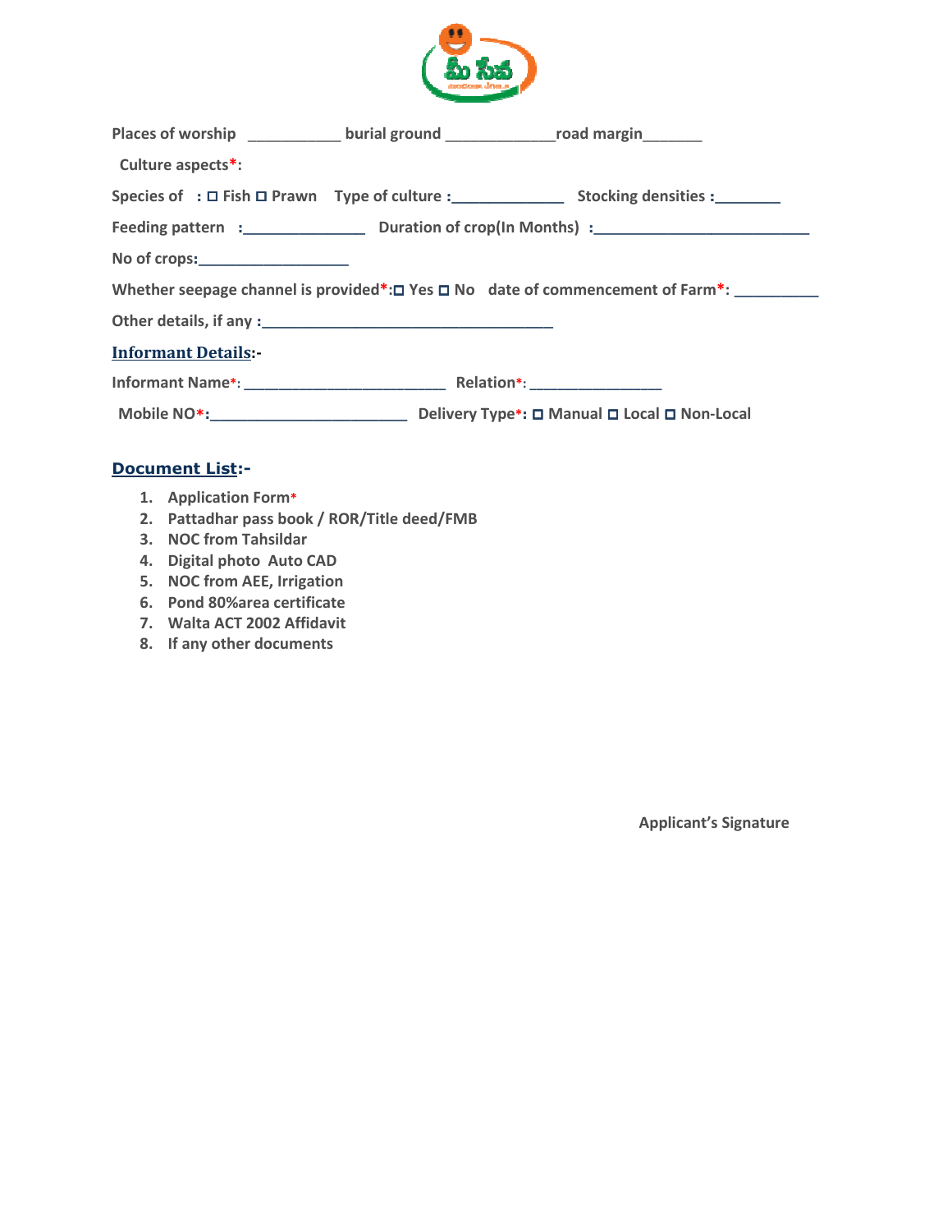Places of worship ___________ burial ground _____________road margin_______

Culture aspects*:

Species of : ☐ Fish ☐ Prawn Type of culture :_____________ Stocking densities :________

Feeding pattern :______________ Duration of crop(In Months) :_________________________

No of crops:_________________

Whether seepage channel is provided*:☐ Yes ☐ No date of commencement of Farm*: __________

Other details, if any :__________________________________

## Informant Details:-

Informant Name*: _______________________ Relation*: _______________

Mobile NO*:_______________________ Delivery Type*: ☐ Manual ☐ Local ☐ Non-Local

## Document List:-

1. Application Form*
2. Pattadhar pass book / ROR/Title deed/FMB
3. NOC from Tahsildar
4. Digital photo Auto CAD
5. NOC from AEE, Irrigation
6. Pond 80%area certificate
7. Walta ACT 2002 Affidavit
8. If any other documents

Applicant's Signature